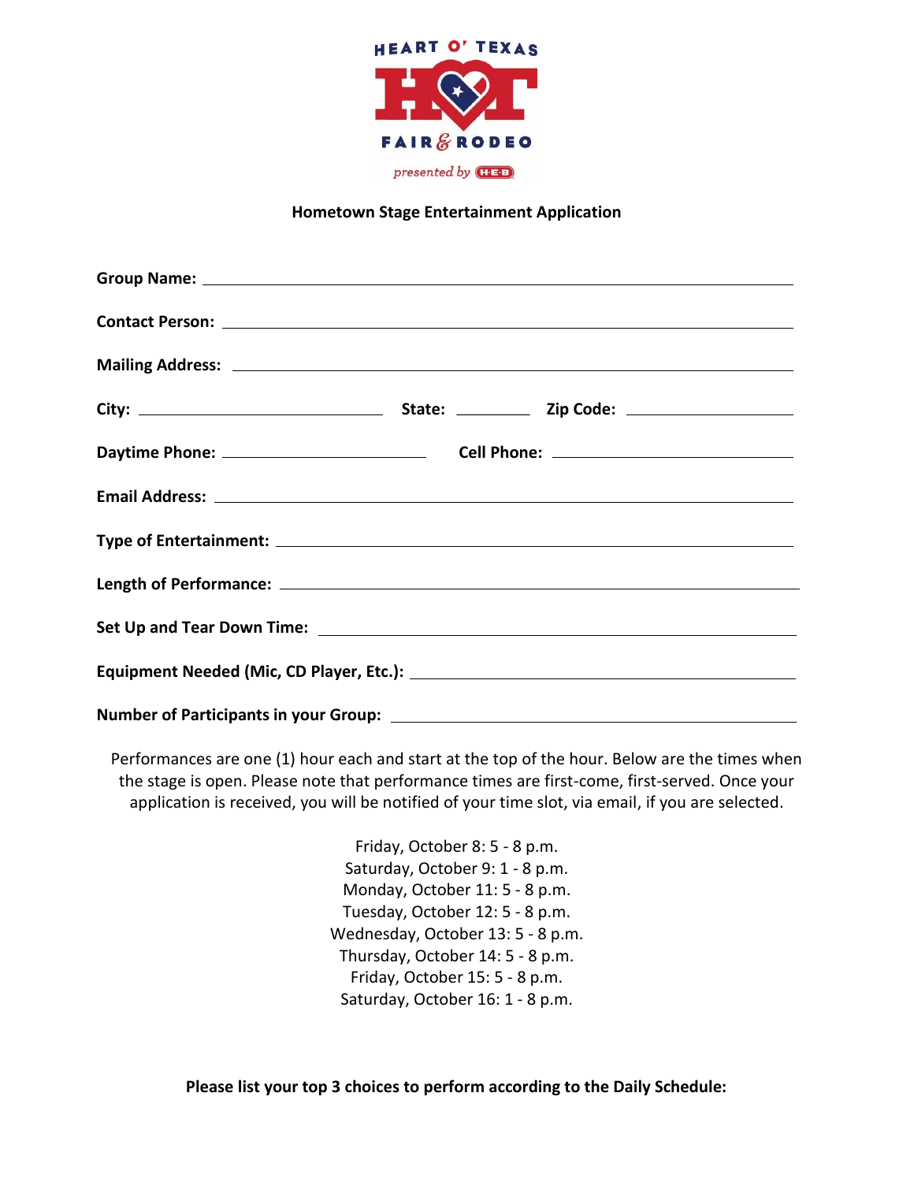HEART O' TEXAS

HOT

FAIR & RODEO

presented by H-E-B

**Hometown Stage Entertainment Application**

**Group Name:** ______________________________

**Contact Person:** ______________________________

**Mailing Address:** ______________________________

**City:** ____________ **State:** ________ **Zip Code:** ____________

**Daytime Phone:** ____________ **Cell Phone:** ____________

**Email Address:** ______________________________

**Type of Entertainment:** ______________________________

**Length of Performance:** ______________________________

**Set Up and Tear Down Time:** ______________________________

**Equipment Needed (Mic, CD Player, Etc.):** ______________________________

**Number of Participants in your Group:** ______________________________

Performances are one (1) hour each and start at the top of the hour. Below are the times when the stage is open. Please note that performance times are first-come, first-served. Once your application is received, you will be notified of your time slot, via email, if you are selected.

Friday, October 8: 5 - 8 p.m.
Saturday, October 9: 1 - 8 p.m.
Monday, October 11: 5 - 8 p.m.
Tuesday, October 12: 5 - 8 p.m.
Wednesday, October 13: 5 - 8 p.m.
Thursday, October 14: 5 - 8 p.m.
Friday, October 15: 5 - 8 p.m.
Saturday, October 16: 1 - 8 p.m.

**Please list your top 3 choices to perform according to the Daily Schedule:**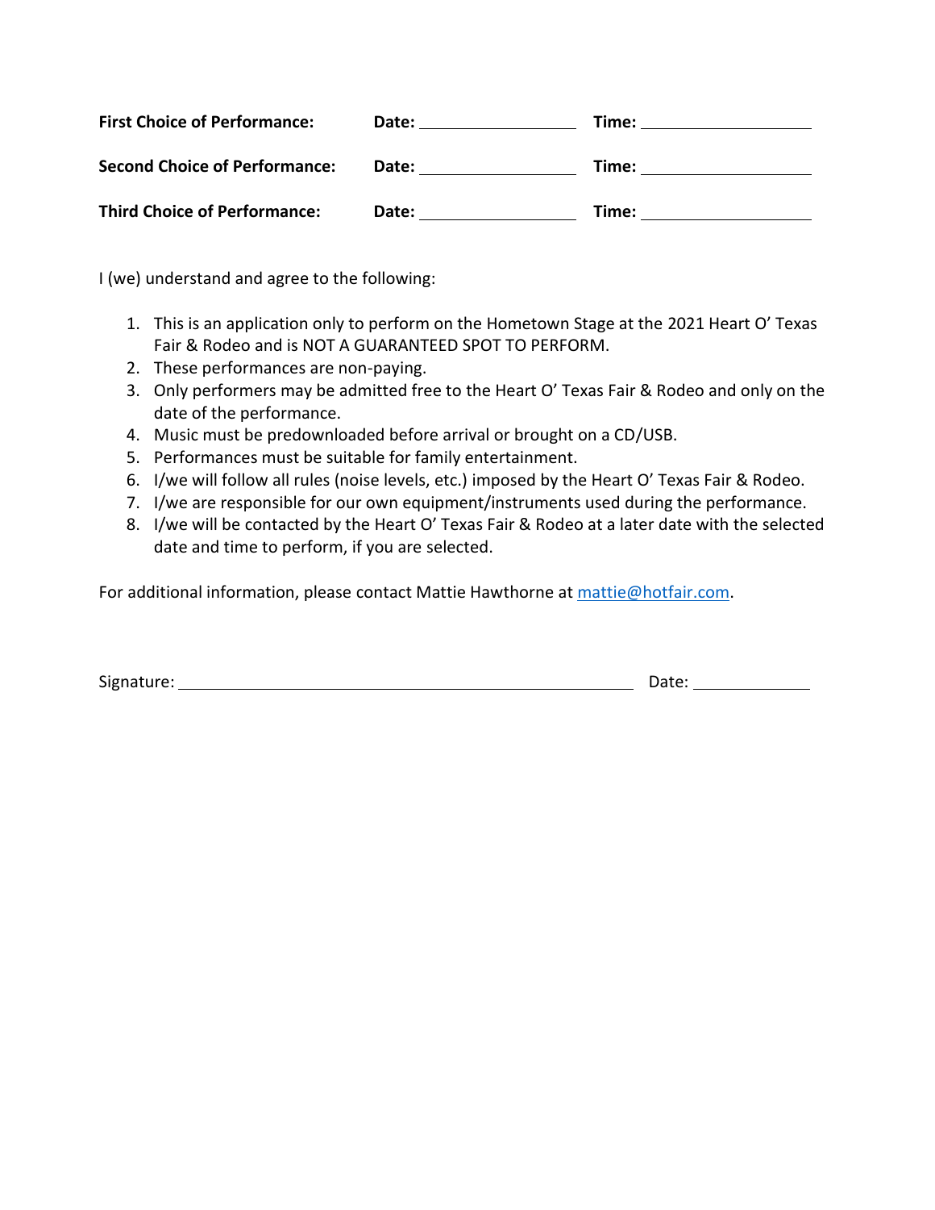**First Choice of Performance:** **Date:** ________________ **Time:** ____________________

**Second Choice of Performance:** **Date:** ________________ **Time:** ____________________

**Third Choice of Performance:** **Date:** ________________ **Time:** ____________________

I (we) understand and agree to the following:

1. This is an application only to perform on the Hometown Stage at the 2021 Heart O' Texas Fair & Rodeo and is NOT A GUARANTEED SPOT TO PERFORM.
2. These performances are non-paying.
3. Only performers may be admitted free to the Heart O' Texas Fair & Rodeo and only on the date of the performance.
4. Music must be predownloaded before arrival or brought on a CD/USB.
5. Performances must be suitable for family entertainment.
6. I/we will follow all rules (noise levels, etc.) imposed by the Heart O' Texas Fair & Rodeo.
7. I/we are responsible for our own equipment/instruments used during the performance.
8. I/we will be contacted by the Heart O' Texas Fair & Rodeo at a later date with the selected date and time to perform, if you are selected.

For additional information, please contact Mattie Hawthorne at mattie@hotfair.com.

Signature: ______________________________________________ Date: ____________